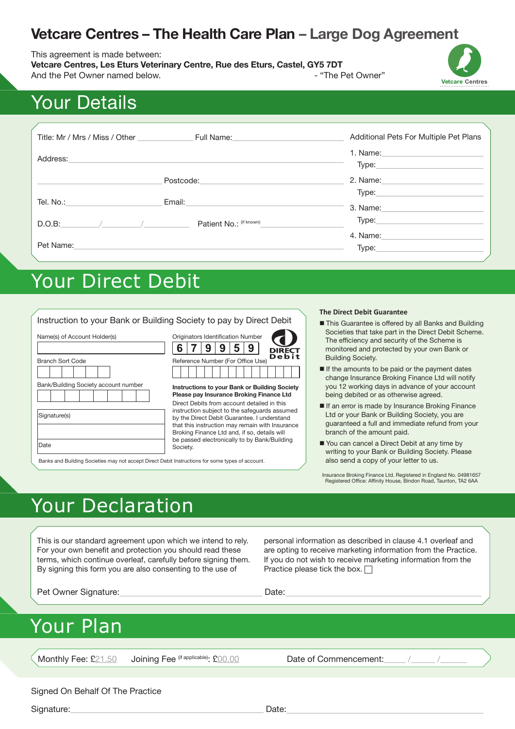# Vetcare Centres – The Health Care Plan – Large Dog Agreement

This agreement is made between:
**Vetcare Centres, Les Eturs Veterinary Centre, Rue des Eturs, Castel, GY5 7DT**
And the Pet Owner named below. - "The Pet Owner"

Vetcare Centres

## Your Details

Title: Mr / Mrs / Miss / Other ____________ Full Name: ____________________

Address: ____________________

____________ Postcode: ____________

Tel. No.: ____________ Email: ____________

D.O.B: ____/____/____ Patient No.: (if known) ____________

Pet Name: ____________________

Additional Pets For Multiple Pet Plans

1. Name: ____________
   Type: ____________
2. Name: ____________
   Type: ____________
3. Name: ____________
   Type: ____________
4. Name: ____________
   Type: ____________

## Your Direct Debit

Instruction to your Bank or Building Society to pay by Direct Debit

Name(s) of Account Holder(s)

Branch Sort Code

Bank/Building Society account number

Signature(s)

Date

Originators Identification Number

| 6 | 7 | 9 | 9 | 5 | 9 |
|---|---|---|---|---|---|

DIRECT Debit

Reference Number (For Office Use)

**Instructions to your Bank or Building Society**
**Please pay Insurance Broking Finance Ltd**

Direct Debits from account detailed in this instruction subject to the safeguards assumed by the Direct Debit Guarantee. I understand that this instruction may remain with Insurance Broking Finance Ltd and, if so, details will be passed electronically to by Bank/Building Society.

Banks and Building Societies may not accept Direct Debit Instructions for some types of account.

**The Direct Debit Guarantee**

- This Guarantee is offered by all Banks and Building Societies that take part in the Direct Debit Scheme. The efficiency and security of the Scheme is monitored and protected by your own Bank or Building Society.
- If the amounts to be paid or the payment dates change Insurance Broking Finance Ltd will notify you 12 working days in advance of your account being debited or as otherwise agreed.
- If an error is made by Insurance Broking Finance Ltd or your Bank or Building Society, you are guaranteed a full and immediate refund from your branch of the amount paid.
- You can cancel a Direct Debit at any time by writing to your Bank or Building Society. Please also send a copy of your letter to us.

Insurance Broking Finance Ltd. Registered in England No. 04981657
Registered Office: Affinity House, Bindon Road, Taunton, TA2 6AA

## Your Declaration

This is our standard agreement upon which we intend to rely. For your own benefit and protection you should read these terms, which continue overleaf, carefully before signing them. By signing this form you are also consenting to the use of personal information as described in clause 4.1 overleaf and are opting to receive marketing information from the Practice. If you do not wish to receive marketing information from the Practice please tick the box. ☐

Pet Owner Signature: ____________________ Date: ____________________

## Your Plan

Monthly Fee: £21.50 Joining Fee (if applicable): £00.00 Date of Commencement: ____/____/____

Signed On Behalf Of The Practice

Signature: ____________________ Date: ____________________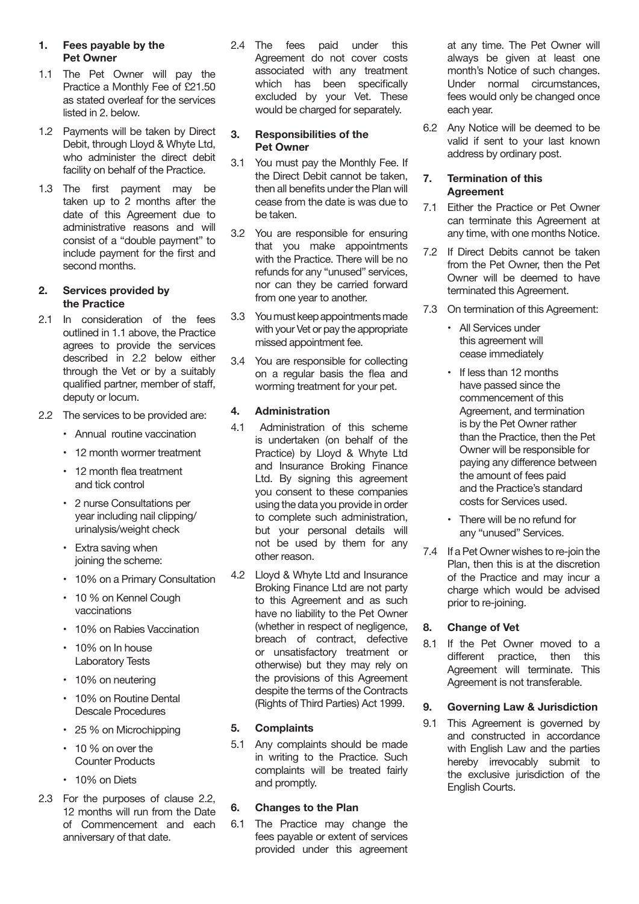## 1. Fees payable by the Pet Owner

1.1 The Pet Owner will pay the Practice a Monthly Fee of £21.50 as stated overleaf for the services listed in 2. below.

1.2 Payments will be taken by Direct Debit, through Lloyd & Whyte Ltd, who administer the direct debit facility on behalf of the Practice.

1.3 The first payment may be taken up to 2 months after the date of this Agreement due to administrative reasons and will consist of a "double payment" to include payment for the first and second months.

## 2. Services provided by the Practice

2.1 In consideration of the fees outlined in 1.1 above, the Practice agrees to provide the services described in 2.2 below either through the Vet or by a suitably qualified partner, member of staff, deputy or locum.

2.2 The services to be provided are:

- Annual routine vaccination
- 12 month wormer treatment
- 12 month flea treatment and tick control
- 2 nurse Consultations per year including nail clipping/ urinalysis/weight check
- Extra saving when joining the scheme:
- 10% on a Primary Consultation
- 10 % on Kennel Cough vaccinations
- 10% on Rabies Vaccination
- 10% on In house Laboratory Tests
- 10% on neutering
- 10% on Routine Dental Descale Procedures
- 25 % on Microchipping
- 10 % on over the Counter Products
- 10% on Diets

2.3 For the purposes of clause 2.2, 12 months will run from the Date of Commencement and each anniversary of that date.

2.4 The fees paid under this Agreement do not cover costs associated with any treatment which has been specifically excluded by your Vet. These would be charged for separately.

## 3. Responsibilities of the Pet Owner

3.1 You must pay the Monthly Fee. If the Direct Debit cannot be taken, then all benefits under the Plan will cease from the date is was due to be taken.

3.2 You are responsible for ensuring that you make appointments with the Practice. There will be no refunds for any "unused" services, nor can they be carried forward from one year to another.

3.3 You must keep appointments made with your Vet or pay the appropriate missed appointment fee.

3.4 You are responsible for collecting on a regular basis the flea and worming treatment for your pet.

## 4. Administration

4.1 Administration of this scheme is undertaken (on behalf of the Practice) by Lloyd & Whyte Ltd and Insurance Broking Finance Ltd. By signing this agreement you consent to these companies using the data you provide in order to complete such administration, but your personal details will not be used by them for any other reason.

4.2 Lloyd & Whyte Ltd and Insurance Broking Finance Ltd are not party to this Agreement and as such have no liability to the Pet Owner (whether in respect of negligence, breach of contract, defective or unsatisfactory treatment or otherwise) but they may rely on the provisions of this Agreement despite the terms of the Contracts (Rights of Third Parties) Act 1999.

## 5. Complaints

5.1 Any complaints should be made in writing to the Practice. Such complaints will be treated fairly and promptly.

## 6. Changes to the Plan

6.1 The Practice may change the fees payable or extent of services provided under this agreement at any time. The Pet Owner will always be given at least one month's Notice of such changes. Under normal circumstances, fees would only be changed once each year.

6.2 Any Notice will be deemed to be valid if sent to your last known address by ordinary post.

## 7. Termination of this Agreement

7.1 Either the Practice or Pet Owner can terminate this Agreement at any time, with one months Notice.

7.2 If Direct Debits cannot be taken from the Pet Owner, then the Pet Owner will be deemed to have terminated this Agreement.

7.3 On termination of this Agreement:

- All Services under this agreement will cease immediately
- If less than 12 months have passed since the commencement of this Agreement, and termination is by the Pet Owner rather than the Practice, then the Pet Owner will be responsible for paying any difference between the amount of fees paid and the Practice's standard costs for Services used.
- There will be no refund for any "unused" Services.

7.4 If a Pet Owner wishes to re-join the Plan, then this is at the discretion of the Practice and may incur a charge which would be advised prior to re-joining.

## 8. Change of Vet

8.1 If the Pet Owner moved to a different practice, then this Agreement will terminate. This Agreement is not transferable.

## 9. Governing Law & Jurisdiction

9.1 This Agreement is governed by and constructed in accordance with English Law and the parties hereby irrevocably submit to the exclusive jurisdiction of the English Courts.